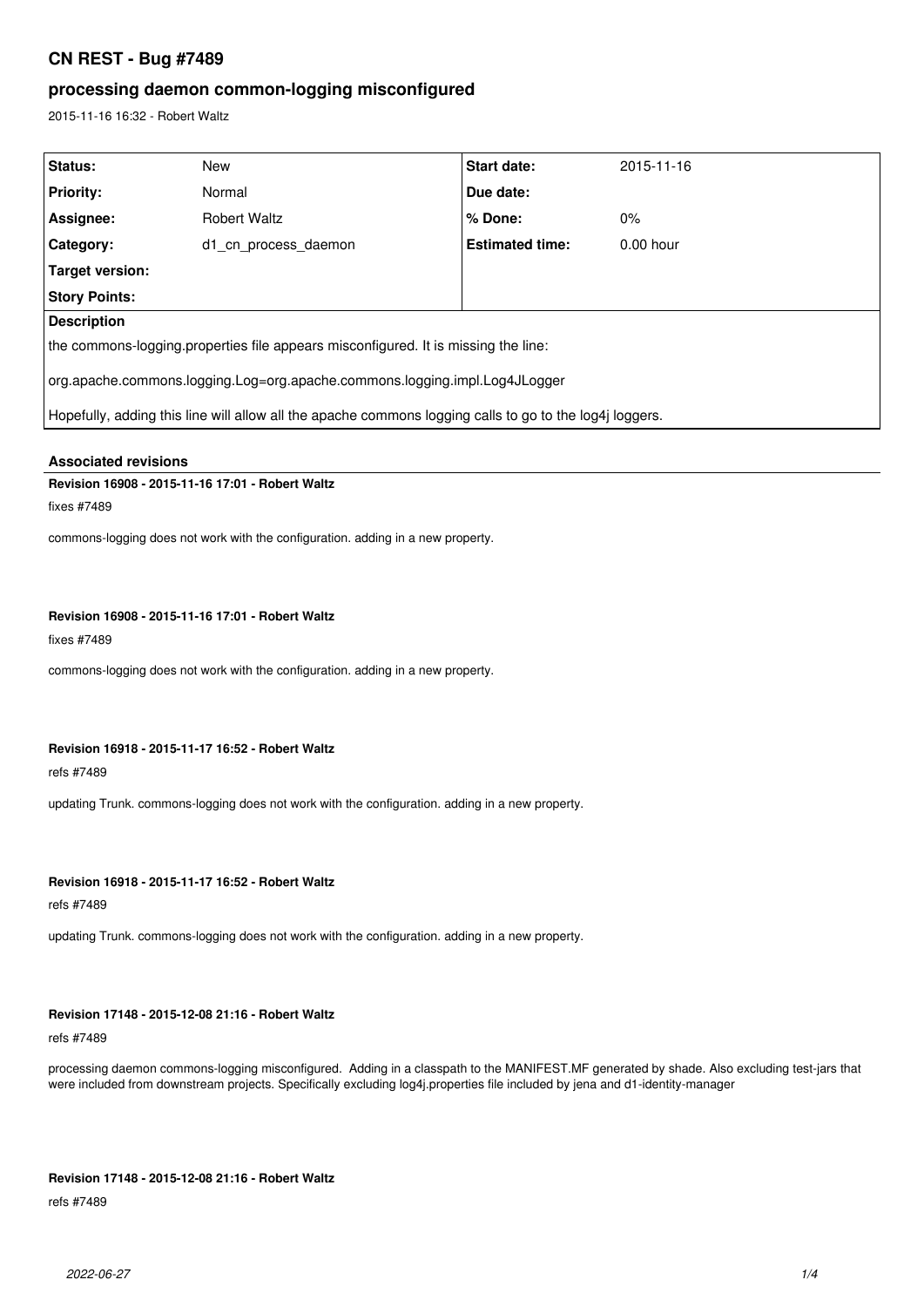# CN REST - Bug #7489

## processing daemon common-logging misconfigured

2015-11-16 16:32 - Robert Waltz

| Status: | New | Start date: | 2015-11-16 |
|---|---|---|---|
| Priority: | Normal | Due date: | |
| Assignee: | Robert Waltz | % Done: | 0% |
| Category: | d1_cn_process_daemon | Estimated time: | 0.00 hour |
| Target version: | | | |
| Story Points: | | | |

**Description**

the commons-logging.properties file appears misconfigured. It is missing the line:

org.apache.commons.logging.Log=org.apache.commons.logging.impl.Log4JLogger

Hopefully, adding this line will allow all the apache commons logging calls to go to the log4j loggers.

### Associated revisions

**Revision 16908 - 2015-11-16 17:01 - Robert Waltz**

fixes #7489

commons-logging does not work with the configuration. adding in a new property.

**Revision 16908 - 2015-11-16 17:01 - Robert Waltz**

fixes #7489

commons-logging does not work with the configuration. adding in a new property.

**Revision 16918 - 2015-11-17 16:52 - Robert Waltz**

refs #7489

updating Trunk. commons-logging does not work with the configuration. adding in a new property.

**Revision 16918 - 2015-11-17 16:52 - Robert Waltz**

refs #7489

updating Trunk. commons-logging does not work with the configuration. adding in a new property.

**Revision 17148 - 2015-12-08 21:16 - Robert Waltz**

refs #7489

processing daemon commons-logging misconfigured. Adding in a classpath to the MANIFEST.MF generated by shade. Also excluding test-jars that were included from downstream projects. Specifically excluding log4j.properties file included by jena and d1-identity-manager

**Revision 17148 - 2015-12-08 21:16 - Robert Waltz**

refs #7489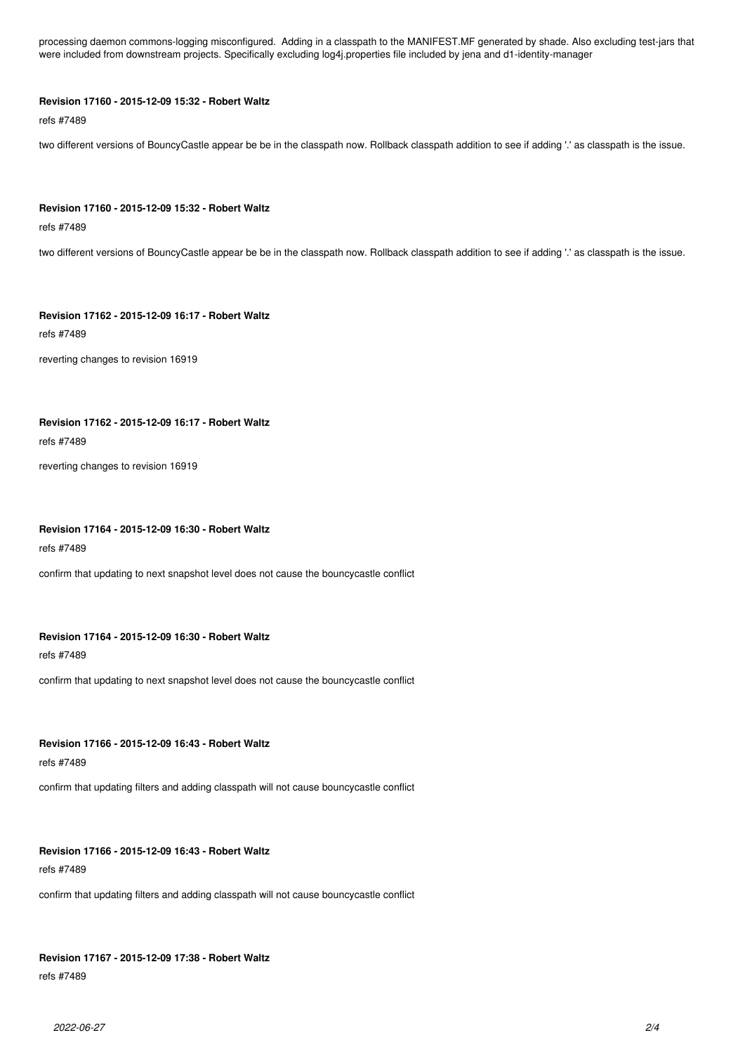processing daemon commons-logging misconfigured. Adding in a classpath to the MANIFEST.MF generated by shade. Also excluding test-jars that were included from downstream projects. Specifically excluding log4j.properties file included by jena and d1-identity-manager

**Revision 17160 - 2015-12-09 15:32 - Robert Waltz**

refs #7489

two different versions of BouncyCastle appear be be in the classpath now. Rollback classpath addition to see if adding '.' as classpath is the issue.

**Revision 17160 - 2015-12-09 15:32 - Robert Waltz**

refs #7489

two different versions of BouncyCastle appear be be in the classpath now. Rollback classpath addition to see if adding '.' as classpath is the issue.

**Revision 17162 - 2015-12-09 16:17 - Robert Waltz**

refs #7489

reverting changes to revision 16919

**Revision 17162 - 2015-12-09 16:17 - Robert Waltz**

refs #7489

reverting changes to revision 16919

**Revision 17164 - 2015-12-09 16:30 - Robert Waltz**

refs #7489

confirm that updating to next snapshot level does not cause the bouncycastle conflict

**Revision 17164 - 2015-12-09 16:30 - Robert Waltz**

refs #7489

confirm that updating to next snapshot level does not cause the bouncycastle conflict

**Revision 17166 - 2015-12-09 16:43 - Robert Waltz**

refs #7489

confirm that updating filters and adding classpath will not cause bouncycastle conflict

**Revision 17166 - 2015-12-09 16:43 - Robert Waltz**

refs #7489

confirm that updating filters and adding classpath will not cause bouncycastle conflict

**Revision 17167 - 2015-12-09 17:38 - Robert Waltz**

refs #7489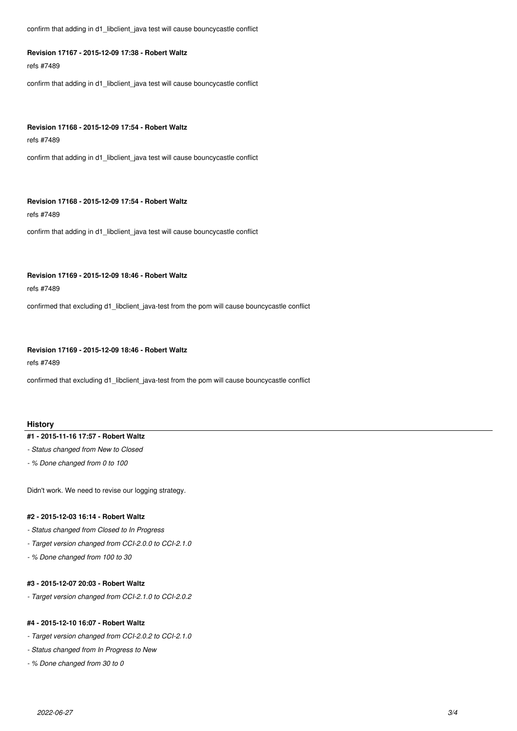confirm that adding in d1_libclient_java test will cause bouncycastle conflict

**Revision 17167 - 2015-12-09 17:38 - Robert Waltz**

refs #7489

confirm that adding in d1_libclient_java test will cause bouncycastle conflict

**Revision 17168 - 2015-12-09 17:54 - Robert Waltz**

refs #7489

confirm that adding in d1_libclient_java test will cause bouncycastle conflict

**Revision 17168 - 2015-12-09 17:54 - Robert Waltz**

refs #7489

confirm that adding in d1_libclient_java test will cause bouncycastle conflict

**Revision 17169 - 2015-12-09 18:46 - Robert Waltz**

refs #7489

confirmed that excluding d1_libclient_java-test from the pom will cause bouncycastle conflict

**Revision 17169 - 2015-12-09 18:46 - Robert Waltz**

refs #7489

confirmed that excluding d1_libclient_java-test from the pom will cause bouncycastle conflict

## History

### #1 - 2015-11-16 17:57 - Robert Waltz

- *Status changed from New to Closed*
- *% Done changed from 0 to 100*

Didn't work. We need to revise our logging strategy.

### #2 - 2015-12-03 16:14 - Robert Waltz

- *Status changed from Closed to In Progress*
- *Target version changed from CCI-2.0.0 to CCI-2.1.0*
- *% Done changed from 100 to 30*

### #3 - 2015-12-07 20:03 - Robert Waltz

- *Target version changed from CCI-2.1.0 to CCI-2.0.2*

### #4 - 2015-12-10 16:07 - Robert Waltz

- *Target version changed from CCI-2.0.2 to CCI-2.1.0*
- *Status changed from In Progress to New*
- *% Done changed from 30 to 0*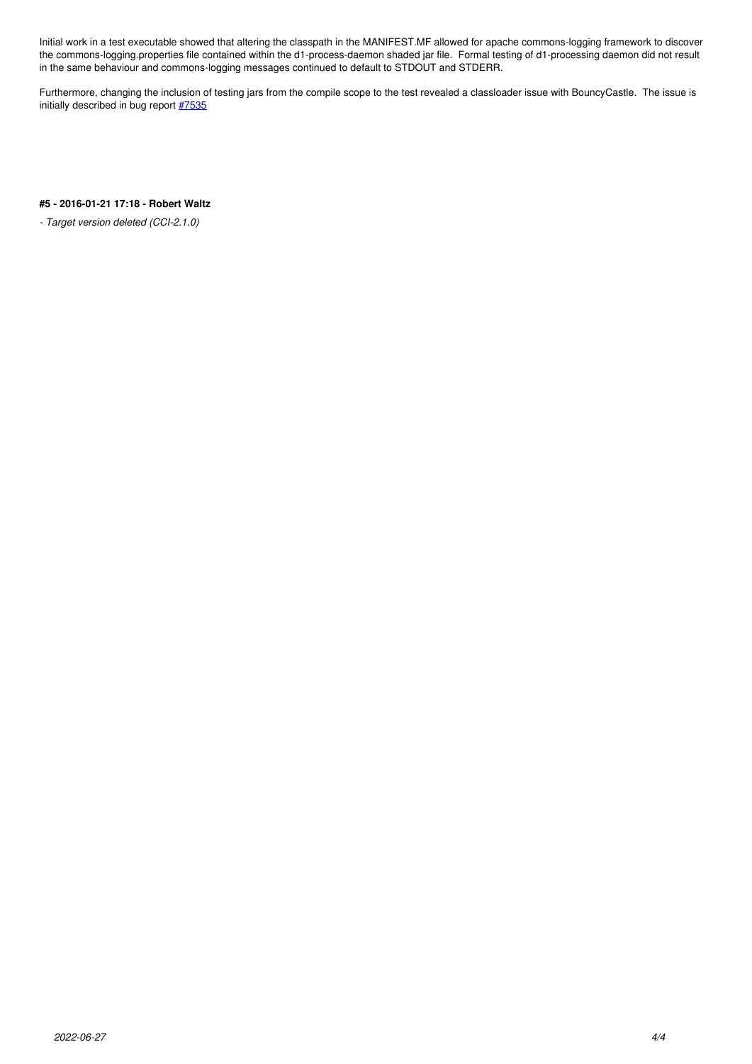Initial work in a test executable showed that altering the classpath in the MANIFEST.MF allowed for apache commons-logging framework to discover the commons-logging.properties file contained within the d1-process-daemon shaded jar file. Formal testing of d1-processing daemon did not result in the same behaviour and commons-logging messages continued to default to STDOUT and STDERR.

Furthermore, changing the inclusion of testing jars from the compile scope to the test revealed a classloader issue with BouncyCastle. The issue is initially described in bug report #7535

**#5 - 2016-01-21 17:18 - Robert Waltz**

*- Target version deleted (CCI-2.1.0)*